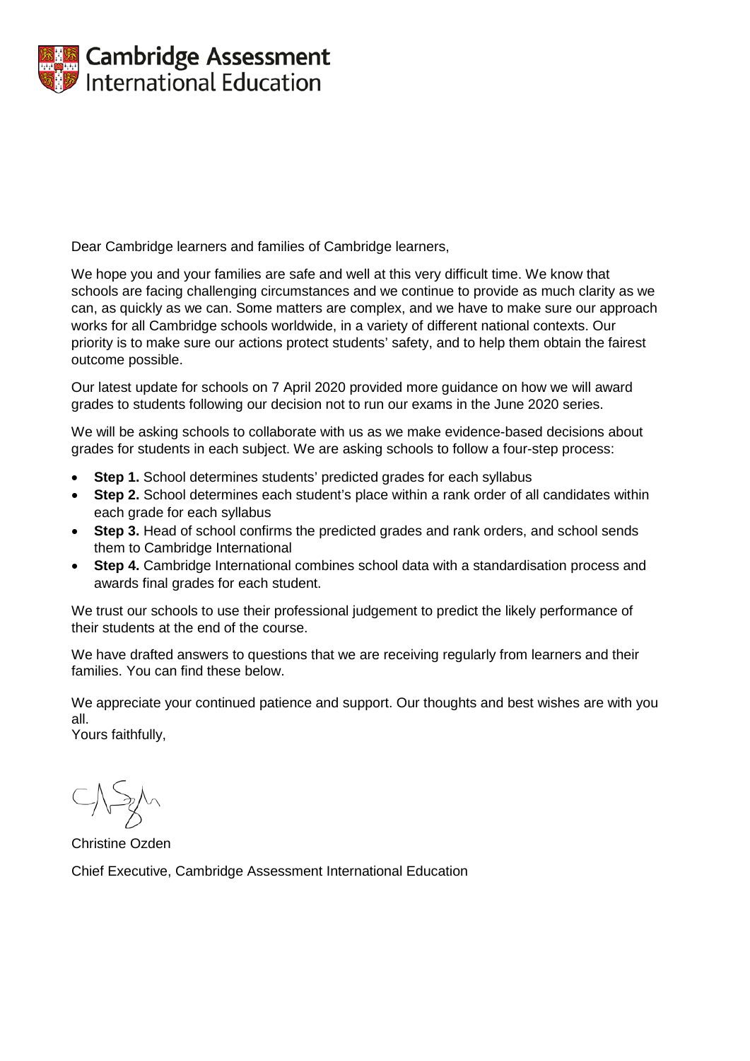Cambridge Assessment International Education

Dear Cambridge learners and families of Cambridge learners,

We hope you and your families are safe and well at this very difficult time. We know that schools are facing challenging circumstances and we continue to provide as much clarity as we can, as quickly as we can. Some matters are complex, and we have to make sure our approach works for all Cambridge schools worldwide, in a variety of different national contexts. Our priority is to make sure our actions protect students' safety, and to help them obtain the fairest outcome possible.

Our latest update for schools on 7 April 2020 provided more guidance on how we will award grades to students following our decision not to run our exams in the June 2020 series.

We will be asking schools to collaborate with us as we make evidence-based decisions about grades for students in each subject. We are asking schools to follow a four-step process:

- **Step 1.** School determines students' predicted grades for each syllabus
- **Step 2.** School determines each student's place within a rank order of all candidates within each grade for each syllabus
- **Step 3.** Head of school confirms the predicted grades and rank orders, and school sends them to Cambridge International
- **Step 4.** Cambridge International combines school data with a standardisation process and awards final grades for each student.

We trust our schools to use their professional judgement to predict the likely performance of their students at the end of the course.

We have drafted answers to questions that we are receiving regularly from learners and their families. You can find these below.

We appreciate your continued patience and support. Our thoughts and best wishes are with you all.
Yours faithfully,

Christine Ozden

Chief Executive, Cambridge Assessment International Education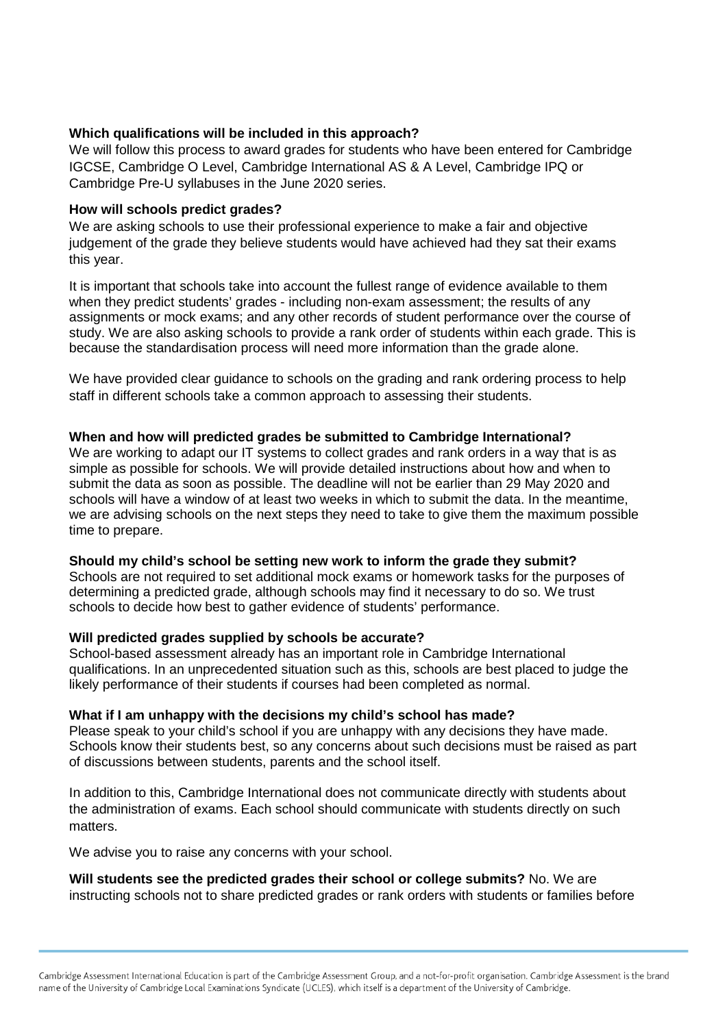**Which qualifications will be included in this approach?**

We will follow this process to award grades for students who have been entered for Cambridge IGCSE, Cambridge O Level, Cambridge International AS & A Level, Cambridge IPQ or Cambridge Pre-U syllabuses in the June 2020 series.

**How will schools predict grades?**

We are asking schools to use their professional experience to make a fair and objective judgement of the grade they believe students would have achieved had they sat their exams this year.

It is important that schools take into account the fullest range of evidence available to them when they predict students' grades - including non-exam assessment; the results of any assignments or mock exams; and any other records of student performance over the course of study. We are also asking schools to provide a rank order of students within each grade. This is because the standardisation process will need more information than the grade alone.

We have provided clear guidance to schools on the grading and rank ordering process to help staff in different schools take a common approach to assessing their students.

**When and how will predicted grades be submitted to Cambridge International?**

We are working to adapt our IT systems to collect grades and rank orders in a way that is as simple as possible for schools. We will provide detailed instructions about how and when to submit the data as soon as possible. The deadline will not be earlier than 29 May 2020 and schools will have a window of at least two weeks in which to submit the data. In the meantime, we are advising schools on the next steps they need to take to give them the maximum possible time to prepare.

**Should my child's school be setting new work to inform the grade they submit?**

Schools are not required to set additional mock exams or homework tasks for the purposes of determining a predicted grade, although schools may find it necessary to do so. We trust schools to decide how best to gather evidence of students' performance.

**Will predicted grades supplied by schools be accurate?**

School-based assessment already has an important role in Cambridge International qualifications. In an unprecedented situation such as this, schools are best placed to judge the likely performance of their students if courses had been completed as normal.

**What if I am unhappy with the decisions my child's school has made?**

Please speak to your child's school if you are unhappy with any decisions they have made. Schools know their students best, so any concerns about such decisions must be raised as part of discussions between students, parents and the school itself.

In addition to this, Cambridge International does not communicate directly with students about the administration of exams. Each school should communicate with students directly on such matters.

We advise you to raise any concerns with your school.

**Will students see the predicted grades their school or college submits?** No. We are instructing schools not to share predicted grades or rank orders with students or families before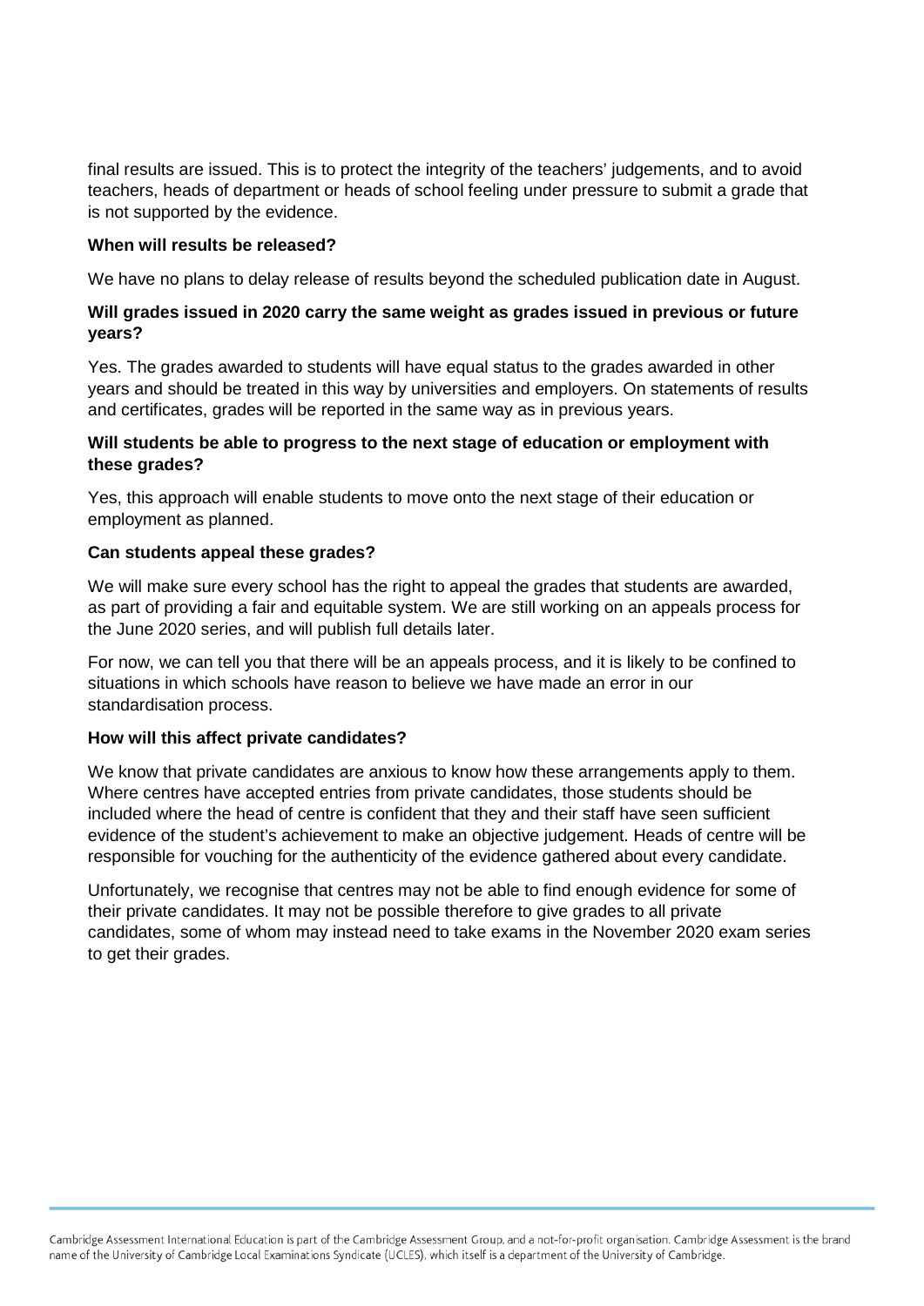final results are issued. This is to protect the integrity of the teachers' judgements, and to avoid teachers, heads of department or heads of school feeling under pressure to submit a grade that is not supported by the evidence.

**When will results be released?**

We have no plans to delay release of results beyond the scheduled publication date in August.

**Will grades issued in 2020 carry the same weight as grades issued in previous or future years?**

Yes. The grades awarded to students will have equal status to the grades awarded in other years and should be treated in this way by universities and employers. On statements of results and certificates, grades will be reported in the same way as in previous years.

**Will students be able to progress to the next stage of education or employment with these grades?**

Yes, this approach will enable students to move onto the next stage of their education or employment as planned.

**Can students appeal these grades?**

We will make sure every school has the right to appeal the grades that students are awarded, as part of providing a fair and equitable system. We are still working on an appeals process for the June 2020 series, and will publish full details later.

For now, we can tell you that there will be an appeals process, and it is likely to be confined to situations in which schools have reason to believe we have made an error in our standardisation process.

**How will this affect private candidates?**

We know that private candidates are anxious to know how these arrangements apply to them. Where centres have accepted entries from private candidates, those students should be included where the head of centre is confident that they and their staff have seen sufficient evidence of the student's achievement to make an objective judgement. Heads of centre will be responsible for vouching for the authenticity of the evidence gathered about every candidate.

Unfortunately, we recognise that centres may not be able to find enough evidence for some of their private candidates. It may not be possible therefore to give grades to all private candidates, some of whom may instead need to take exams in the November 2020 exam series to get their grades.

Cambridge Assessment International Education is part of the Cambridge Assessment Group, and a not-for-profit organisation. Cambridge Assessment is the brand name of the University of Cambridge Local Examinations Syndicate (UCLES), which itself is a department of the University of Cambridge.